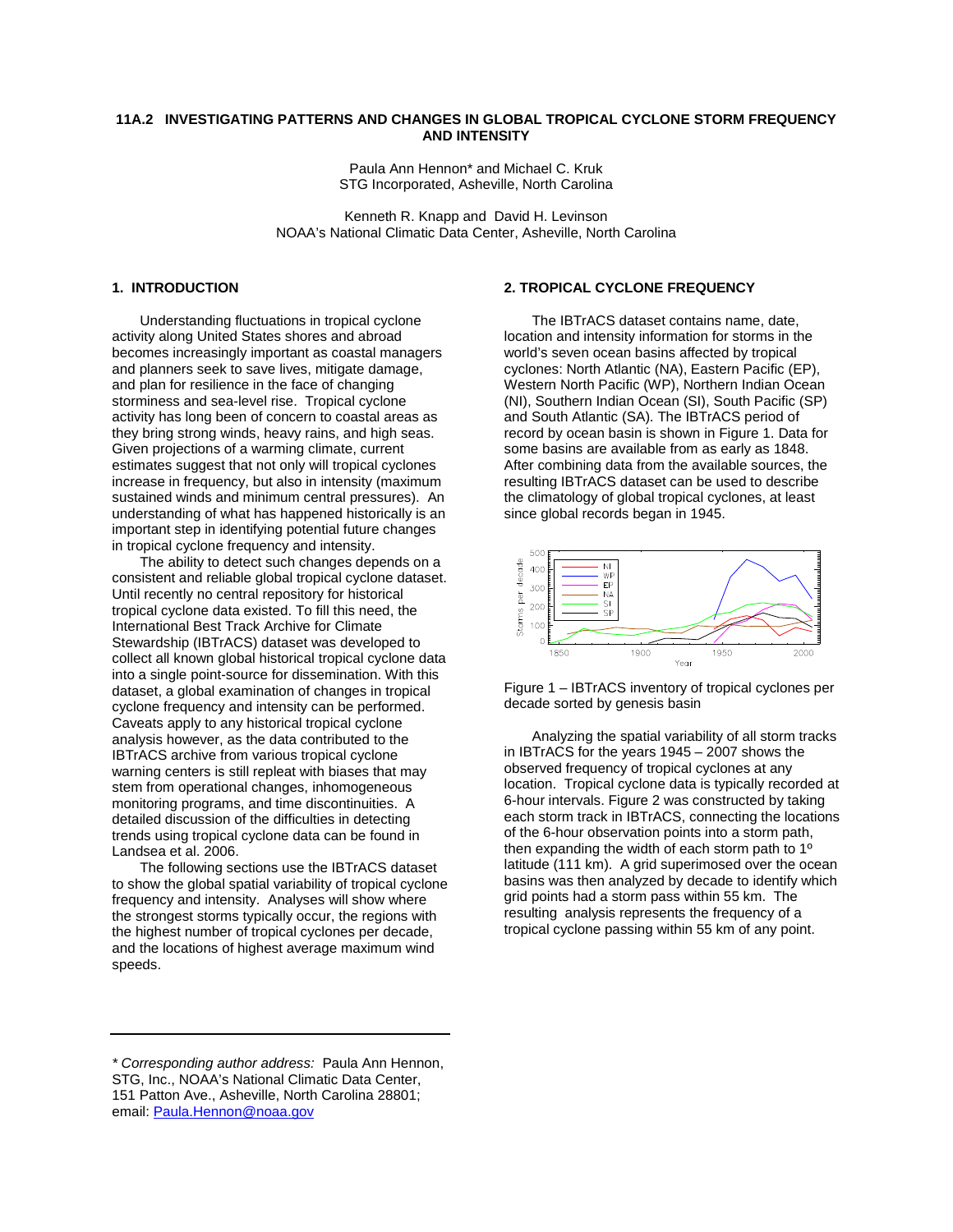# 11A.2 INVESTIGATING PATTERNS AND CHANGES IN GLOBAL TROPICAL CYCLONE STORM FREQUENCY AND INTENSITY

Paula Ann Hennon* and Michael C. Kruk
STG Incorporated, Asheville, North Carolina

Kenneth R. Knapp and David H. Levinson
NOAA's National Climatic Data Center, Asheville, North Carolina

## 1. INTRODUCTION

Understanding fluctuations in tropical cyclone activity along United States shores and abroad becomes increasingly important as coastal managers and planners seek to save lives, mitigate damage, and plan for resilience in the face of changing storminess and sea-level rise. Tropical cyclone activity has long been of concern to coastal areas as they bring strong winds, heavy rains, and high seas. Given projections of a warming climate, current estimates suggest that not only will tropical cyclones increase in frequency, but also in intensity (maximum sustained winds and minimum central pressures). An understanding of what has happened historically is an important step in identifying potential future changes in tropical cyclone frequency and intensity.

The ability to detect such changes depends on a consistent and reliable global tropical cyclone dataset. Until recently no central repository for historical tropical cyclone data existed. To fill this need, the International Best Track Archive for Climate Stewardship (IBTrACS) dataset was developed to collect all known global historical tropical cyclone data into a single point-source for dissemination. With this dataset, a global examination of changes in tropical cyclone frequency and intensity can be performed. Caveats apply to any historical tropical cyclone analysis however, as the data contributed to the IBTrACS archive from various tropical cyclone warning centers is still repleat with biases that may stem from operational changes, inhomogeneous monitoring programs, and time discontinuities. A detailed discussion of the difficulties in detecting trends using tropical cyclone data can be found in Landsea et al. 2006.

The following sections use the IBTrACS dataset to show the global spatial variability of tropical cyclone frequency and intensity. Analyses will show where the strongest storms typically occur, the regions with the highest number of tropical cyclones per decade, and the locations of highest average maximum wind speeds.

## 2. TROPICAL CYCLONE FREQUENCY

The IBTrACS dataset contains name, date, location and intensity information for storms in the world's seven ocean basins affected by tropical cyclones: North Atlantic (NA), Eastern Pacific (EP), Western North Pacific (WP), Northern Indian Ocean (NI), Southern Indian Ocean (SI), South Pacific (SP) and South Atlantic (SA). The IBTrACS period of record by ocean basin is shown in Figure 1. Data for some basins are available from as early as 1848. After combining data from the available sources, the resulting IBTrACS dataset can be used to describe the climatology of global tropical cyclones, at least since global records began in 1945.

Figure 1 – IBTrACS inventory of tropical cyclones per decade sorted by genesis basin

Analyzing the spatial variability of all storm tracks in IBTrACS for the years 1945 – 2007 shows the observed frequency of tropical cyclones at any location. Tropical cyclone data is typically recorded at 6-hour intervals. Figure 2 was constructed by taking each storm track in IBTrACS, connecting the locations of the 6-hour observation points into a storm path, then expanding the width of each storm path to 1º latitude (111 km). A grid superimosed over the ocean basins was then analyzed by decade to identify which grid points had a storm pass within 55 km. The resulting analysis represents the frequency of a tropical cyclone passing within 55 km of any point.

---

* *Corresponding author address:* Paula Ann Hennon, STG, Inc., NOAA's National Climatic Data Center, 151 Patton Ave., Asheville, North Carolina 28801; email: Paula.Hennon@noaa.gov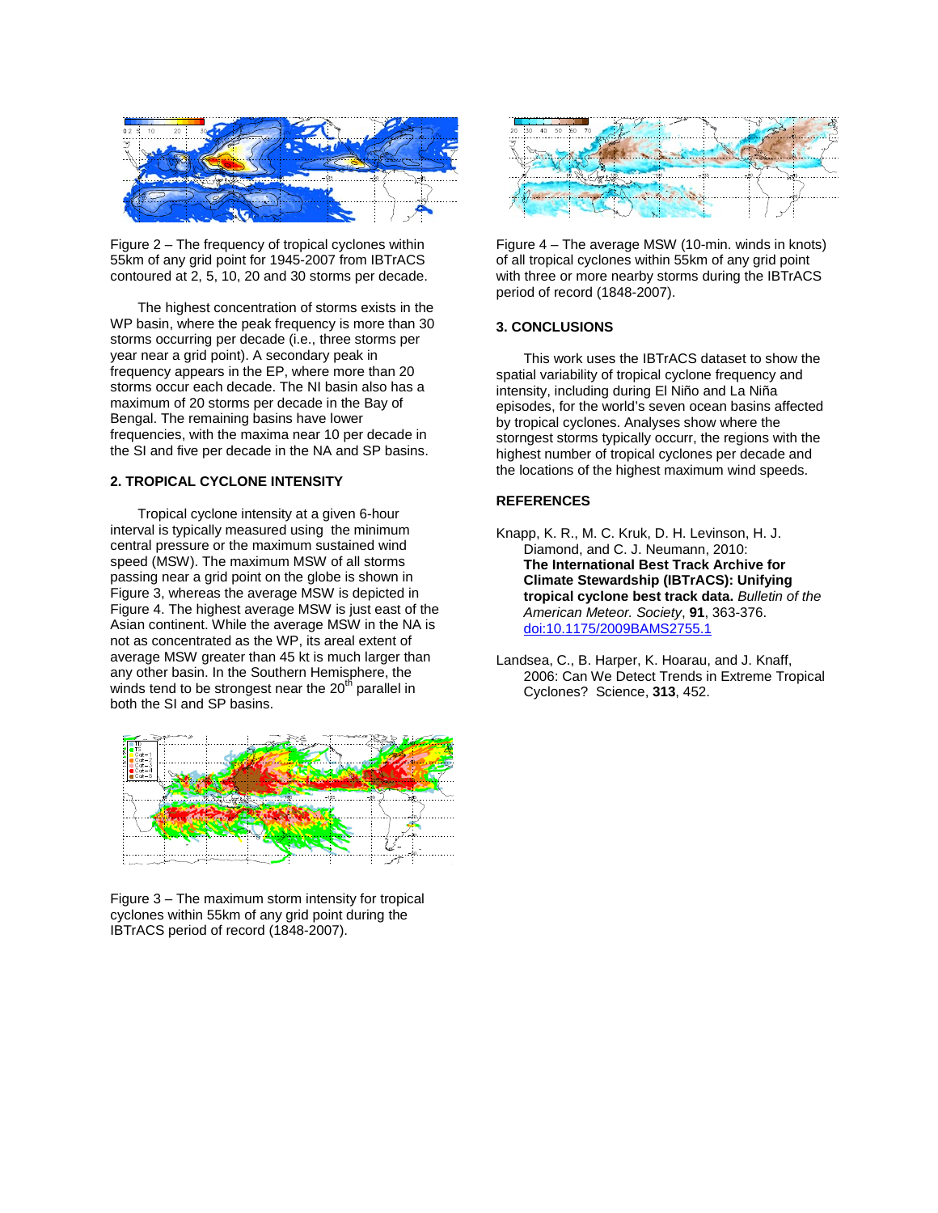Figure 2 – The frequency of tropical cyclones within 55km of any grid point for 1945-2007 from IBTrACS contoured at 2, 5, 10, 20 and 30 storms per decade.

The highest concentration of storms exists in the WP basin, where the peak frequency is more than 30 storms occurring per decade (i.e., three storms per year near a grid point). A secondary peak in frequency appears in the EP, where more than 20 storms occur each decade. The NI basin also has a maximum of 20 storms per decade in the Bay of Bengal. The remaining basins have lower frequencies, with the maxima near 10 per decade in the SI and five per decade in the NA and SP basins.

## 2. TROPICAL CYCLONE INTENSITY

Tropical cyclone intensity at a given 6-hour interval is typically measured using the minimum central pressure or the maximum sustained wind speed (MSW). The maximum MSW of all storms passing near a grid point on the globe is shown in Figure 3, whereas the average MSW is depicted in Figure 4. The highest average MSW is just east of the Asian continent. While the average MSW in the NA is not as concentrated as the WP, its areal extent of average MSW greater than 45 kt is much larger than any other basin. In the Southern Hemisphere, the winds tend to be strongest near the 20$^{th}$ parallel in both the SI and SP basins.

Figure 3 – The maximum storm intensity for tropical cyclones within 55km of any grid point during the IBTrACS period of record (1848-2007).

Figure 4 – The average MSW (10-min. winds in knots) of all tropical cyclones within 55km of any grid point with three or more nearby storms during the IBTrACS period of record (1848-2007).

## 3. CONCLUSIONS

This work uses the IBTrACS dataset to show the spatial variability of tropical cyclone frequency and intensity, including during El Niño and La Niña episodes, for the world's seven ocean basins affected by tropical cyclones. Analyses show where the storngest storms typically occurr, the regions with the highest number of tropical cyclones per decade and the locations of the highest maximum wind speeds.

## REFERENCES

Knapp, K. R., M. C. Kruk, D. H. Levinson, H. J. Diamond, and C. J. Neumann, 2010: **The International Best Track Archive for Climate Stewardship (IBTrACS): Unifying tropical cyclone best track data.** *Bulletin of the American Meteor. Society*, **91**, 363-376. doi:10.1175/2009BAMS2755.1

Landsea, C., B. Harper, K. Hoarau, and J. Knaff, 2006: Can We Detect Trends in Extreme Tropical Cyclones? Science, **313**, 452.